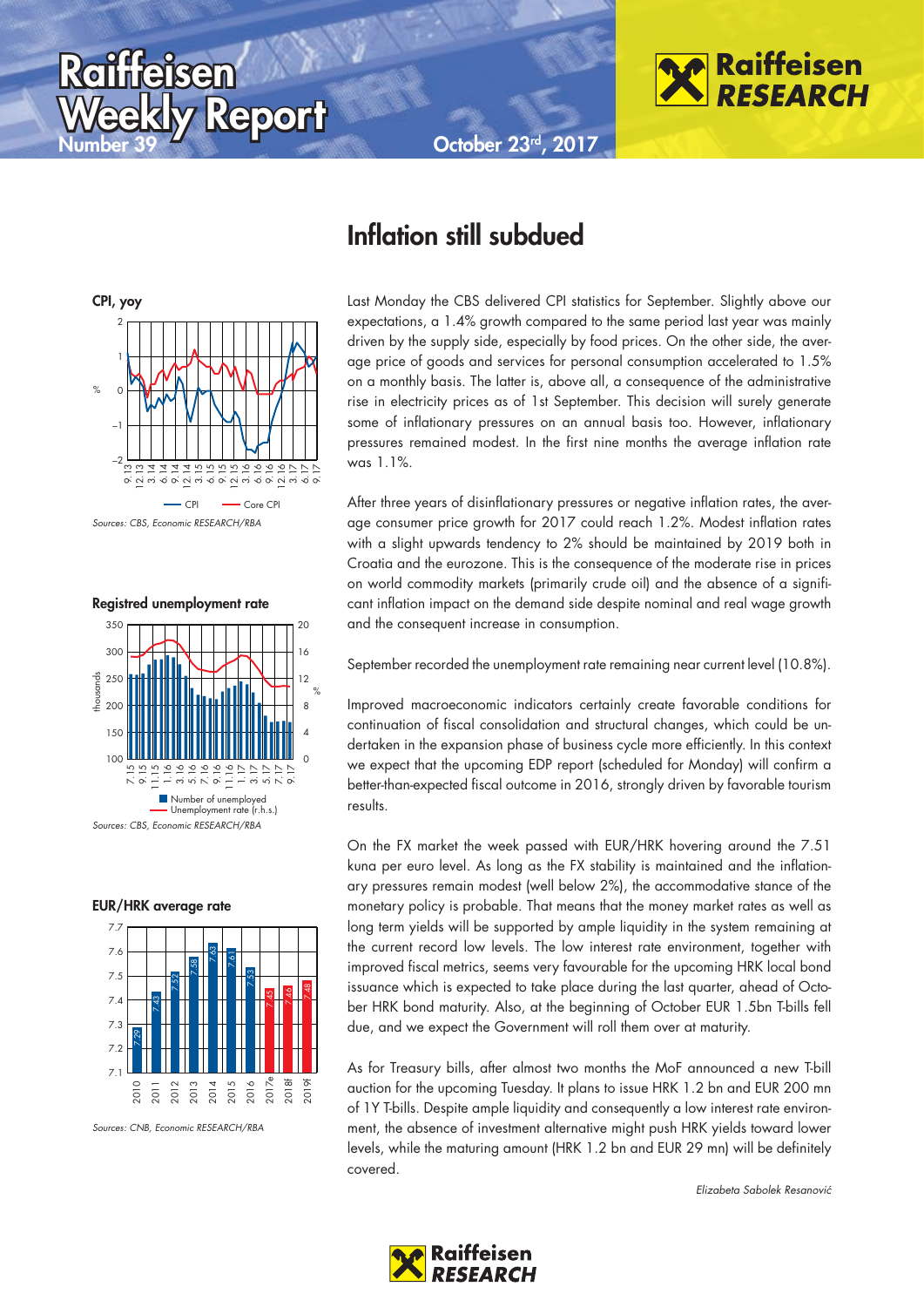# Raiffeisen Weekly Report

Number 39

October 23rd, 2017

## Inflation still subdued

**CPI, yoy**

*Sources: CBS, Economic RESEARCH/RBA*

**Registed unemployment rate**

*Sources: CBS, Economic RESEARCH/RBA*

**EUR/HRK average rate**

| 2010 | 2011 | 2012 | 2013 | 2014 | 2015 | 2016 | 2017e | 2018f | 2019f |
|---|---|---|---|---|---|---|---|---|---|
| 7.29 | 7.43 | 7.52 | 7.58 | 7.63 | 7.61 | 7.53 | 7.45 | 7.46 | 7.48 |

*Sources: CNB, Economic RESEARCH/RBA*

Last Monday the CBS delivered CPI statistics for September. Slightly above our expectations, a 1.4% growth compared to the same period last year was mainly driven by the supply side, especially by food prices. On the other side, the average price of goods and services for personal consumption accelerated to 1.5% on a monthly basis. The latter is, above all, a consequence of the administrative rise in electricity prices as of 1st September. This decision will surely generate some of inflationary pressures on an annual basis too. However, inflationary pressures remained modest. In the first nine months the average inflation rate was 1.1%.

After three years of disinflationary pressures or negative inflation rates, the average consumer price growth for 2017 could reach 1.2%. Modest inflation rates with a slight upwards tendency to 2% should be maintained by 2019 both in Croatia and the eurozone. This is the consequence of the moderate rise in prices on world commodity markets (primarily crude oil) and the absence of a significant inflation impact on the demand side despite nominal and real wage growth and the consequent increase in consumption.

September recorded the unemployment rate remaining near current level (10.8%).

Improved macroeconomic indicators certainly create favorable conditions for continuation of fiscal consolidation and structural changes, which could be undertaken in the expansion phase of business cycle more efficiently. In this context we expect that the upcoming EDP report (scheduled for Monday) will confirm a better-than-expected fiscal outcome in 2016, strongly driven by favorable tourism results.

On the FX market the week passed with EUR/HRK hovering around the 7.51 kuna per euro level. As long as the FX stability is maintained and the inflationary pressures remain modest (well below 2%), the accommodative stance of the monetary policy is probable. That means that the money market rates as well as long term yields will be supported by ample liquidity in the system remaining at the current record low levels. The low interest rate environment, together with improved fiscal metrics, seems very favourable for the upcoming HRK local bond issuance which is expected to take place during the last quarter, ahead of October HRK bond maturity. Also, at the beginning of October EUR 1.5bn T-bills fell due, and we expect the Government will roll them over at maturity.

As for Treasury bills, after almost two months the MoF announced a new T-bill auction for the upcoming Tuesday. It plans to issue HRK 1.2 bn and EUR 200 mn of 1Y T-bills. Despite ample liquidity and consequently a low interest rate environment, the absence of investment alternative might push HRK yields toward lower levels, while the maturing amount (HRK 1.2 bn and EUR 29 mn) will be definitely covered.

*Elizabeta Sabolek Resanović*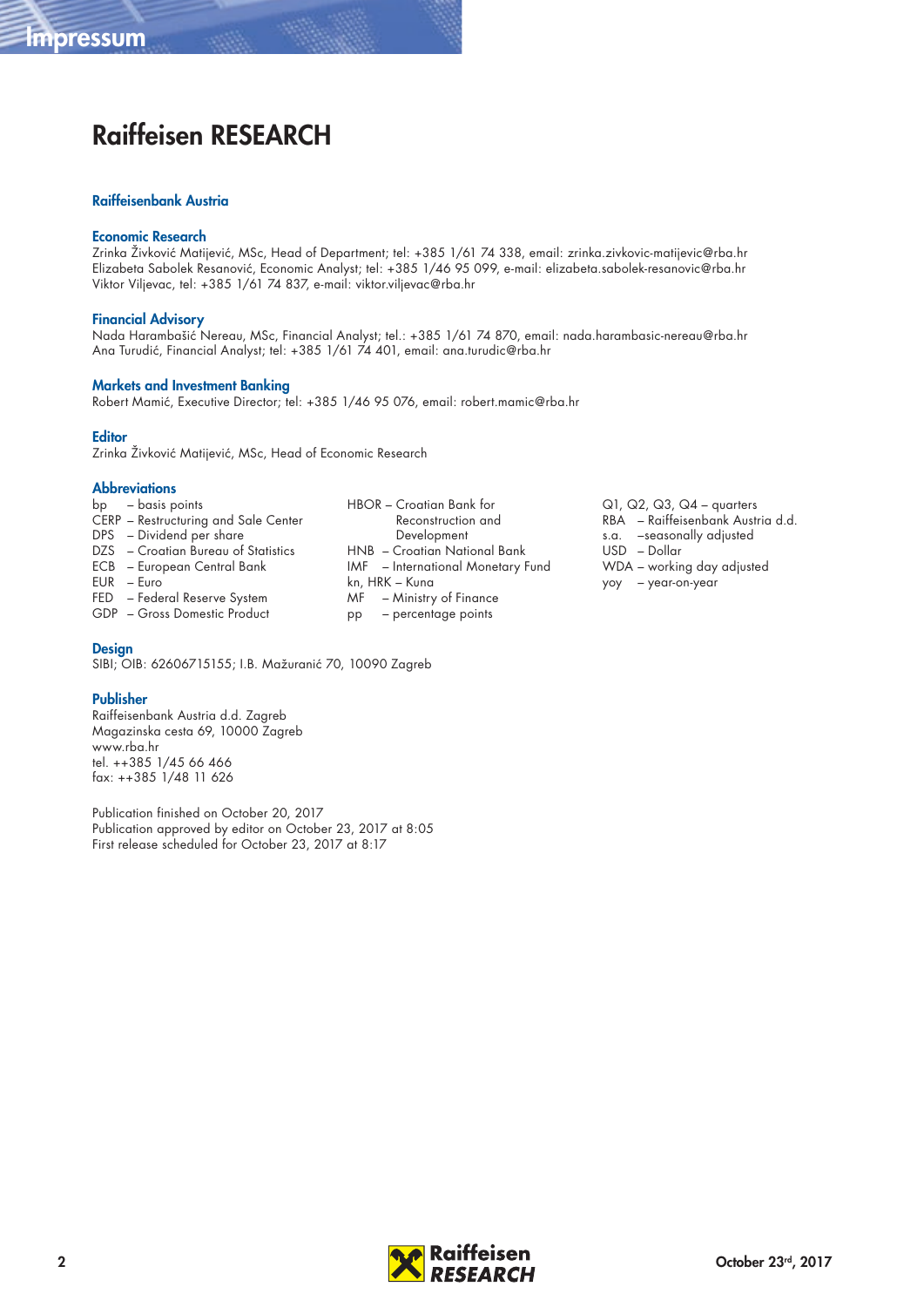# Impressum

## Raiffeisen RESEARCH

### Raiffeisenbank Austria

### Economic Research

Zrinka Živković Matijević, MSc, Head of Department; tel: +385 1/61 74 338, email: zrinka.zivkovic-matijevic@rba.hr
Elizabeta Sabolek Resanović, Economic Analyst; tel: +385 1/46 95 099, e-mail: elizabeta.sabolek-resanovic@rba.hr
Viktor Viljevac, tel: +385 1/61 74 837, e-mail: viktor.viljevac@rba.hr

### Financial Advisory

Nada Harambašić Nereau, MSc, Financial Analyst; tel.: +385 1/61 74 870, email: nada.harambasic-nereau@rba.hr
Ana Turudić, Financial Analyst; tel: +385 1/61 74 401, email: ana.turudic@rba.hr

### Markets and Investment Banking

Robert Mamić, Executive Director; tel: +385 1/46 95 076, email: robert.mamic@rba.hr

### Editor

Zrinka Živković Matijević, MSc, Head of Economic Research

### Abbreviations

bp – basis points
CERP – Restructuring and Sale Center
DPS – Dividend per share
DZS – Croatian Bureau of Statistics
ECB – European Central Bank
EUR – Euro
FED – Federal Reserve System
GDP – Gross Domestic Product
HBOR – Croatian Bank for Reconstruction and Development
HNB – Croatian National Bank
IMF – International Monetary Fund
kn, HRK – Kuna
MF – Ministry of Finance
pp – percentage points
Q1, Q2, Q3, Q4 – quarters
RBA – Raiffeisenbank Austria d.d.
s.a. –seasonally adjusted
USD – Dollar
WDA – working day adjusted
yoy – year-on-year

### Design

SIBI; OIB: 62606715155; I.B. Mažuranić 70, 10090 Zagreb

### Publisher

Raiffeisenbank Austria d.d. Zagreb
Magazinska cesta 69, 10000 Zagreb
www.rba.hr
tel. ++385 1/45 66 466
fax: ++385 1/48 11 626

Publication finished on October 20, 2017
Publication approved by editor on October 23, 2017 at 8:05
First release scheduled for October 23, 2017 at 8:17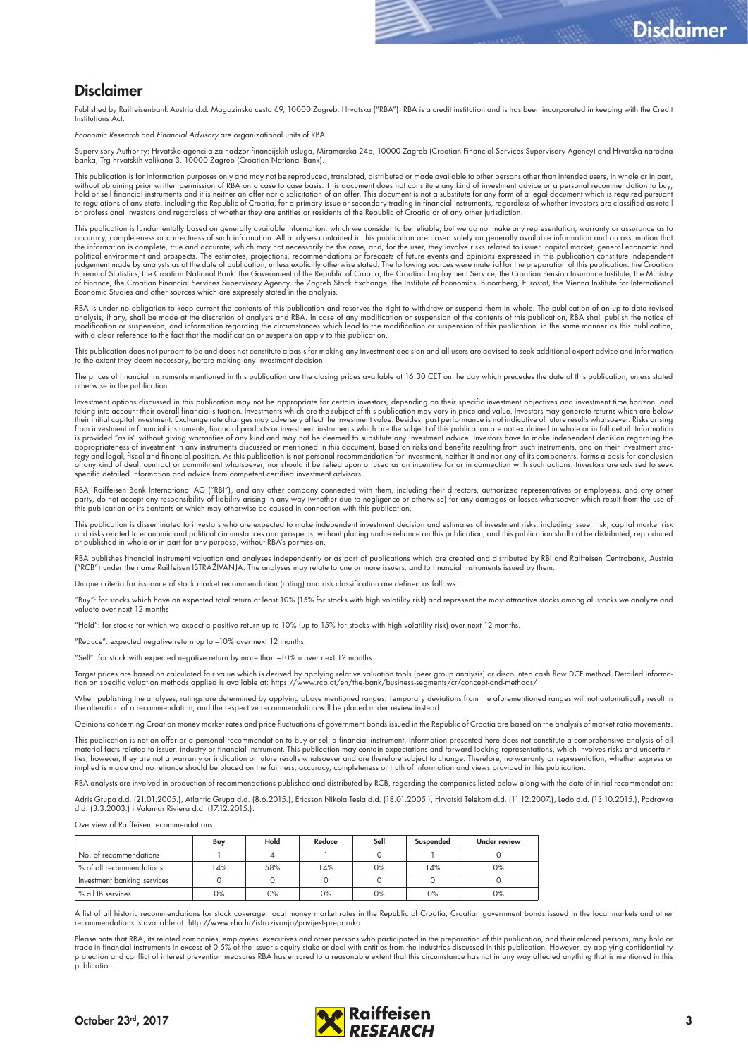## Disclaimer

Published by Raiffeisenbank Austria d.d. Magazinska cesta 69, 10000 Zagreb, Hrvatska ("RBA"). RBA is a credit institution and is has been incorporated in keeping with the Credit Institutions Act.

*Economic Research* and *Financial Advisory* are organizational units of RBA.

Supervisory Authority: Hrvatska agencija za nadzor financijskih usluga, Miramarska 24b, 10000 Zagreb (Croatian Financial Services Supervisory Agency) and Hrvatska narodna banka, Trg hrvatskih velikana 3, 10000 Zagreb (Croatian National Bank).

This publication is for information purposes only and may not be reproduced, translated, distributed or made available to other persons other than intended users, in whole or in part, without obtaining prior written permission of RBA on a case to case basis. This document does not constitute any kind of investment advice or a personal recommendation to buy, hold or sell financial instruments and it is neither an offer nor a solicitation of an offer. This document is not a substitute for any form of a legal document which is required pursuant to regulations of any state, including the Republic of Croatia, for a primary issue or secondary trading in financial instruments, regardless of whether investors are classified as retail or professional investors and regardless of whether they are entities or residents of the Republic of Croatia or of any other jurisdiction.

This publication is fundamentally based on generally available information, which we consider to be reliable, but we do not make any representation, warranty or assurance as to accuracy, completeness or correctness of such information. All analyses contained in this publication are based solely on generally available information and on assumption that the information is complete, true and accurate, which may not necessarily be the case, and, for the user, they involve risks related to issuer, capital market, general economic and political environment and prospects. The estimates, projections, recommendations or forecasts of future events and opinions expressed in this publication constitute independent judgement made by analysts as at the date of publication, unless explicitly otherwise stated. The following sources were material for the preparation of this publication: the Croatian Bureau of Statistics, the Croatian National Bank, the Government of the Republic of Croatia, the Croatian Employment Service, the Croatian Pension Insurance Institute, the Ministry of Finance, the Croatian Financial Services Supervisory Agency, the Zagreb Stock Exchange, the Institute of Economics, Bloomberg, Eurostat, the Vienna Institute for International Economic Studies and other sources which are expressly stated in the analysis.

RBA is under no obligation to keep current the contents of this publication and reserves the right to withdraw or suspend them in whole. The publication of an up-to-date revised analysis, if any, shall be made at the discretion of analysts and RBA. In case of any modification or suspension of the contents of this publication, RBA shall publish the notice of modification or suspension, and information regarding the circumstances which lead to the modification or suspension of this publication, in the same manner as this publication, with a clear reference to the fact that the modification or suspension apply to this publication.

This publication does not purport to be and does not constitute a basis for making any investment decision and all users are advised to seek additional expert advice and information to the extent they deem necessary, before making any investment decision.

The prices of financial instruments mentioned in this publication are the closing prices available at 16:30 CET on the day which precedes the date of this publication, unless stated otherwise in the publication.

Investment options discussed in this publication may not be appropriate for certain investors, depending on their specific investment objectives and investment time horizon, and taking into account their overall financial situation. Investments which are the subject of this publication may vary in price and value. Investors may generate returns which are below their initial capital investment. Exchange rate changes may adversely affect the investment value. Besides, past performance is not indicative of future results whatsoever. Risks arising from investment in financial instruments, financial products or investment instruments which are the subject of this publication are not explained in whole or in full detail. Information is provided "as is" without giving warranties of any kind and may not be deemed to substitute any investment advice. Investors have to make independent decision regarding the appropriateness of investment in any instruments discussed or mentioned in this document, based on risks and benefits resulting from such instruments, and on their investment strategy and legal, fiscal and financial position. As this publication is not personal recommendation for investment, neither it and nor any of its components, forms a basis for conclusion of any kind of deal, contract or commitment whatsoever, nor should it be relied upon or used as an incentive for or in connection with such actions. Investors are advised to seek specific detailed information and advice from competent certified investment advisors.

RBA, Raiffeisen Bank International AG ("RBI"), and any other company connected with them, including their directors, authorized representatives or employees, and any other party, do not accept any responsibility of liability arising in any way (whether due to negligence or otherwise) for any damages or losses whatsoever which result from the use of this publication or its contents or which may otherwise be caused in connection with this publication.

This publication is disseminated to investors who are expected to make independent investment decision and estimates of investment risks, including issuer risk, capital market risk and risks related to economic and political circumstances and prospects, without placing undue reliance on this publication, and this publication shall not be distributed, reproduced or published in whole or in part for any purpose, without RBA's permission.

RBA publishes financial instrument valuation and analyses independently or as part of publications which are created and distributed by RBI and Raiffeisen Centrobank, Austria ("RCB") under the name Raiffeisen ISTRAŽIVANJA. The analyses may relate to one or more issuers, and to financial instruments issued by them.

Unique criteria for issuance of stock market recommendation (rating) and risk classification are defined as follows:

"Buy": for stocks which have an expected total return at least 10% (15% for stocks with high volatility risk) and represent the most attractive stocks among all stocks we analyze and valuate over next 12 months

"Hold": for stocks for which we expect a positive return up to 10% (up to 15% for stocks with high volatility risk) over next 12 months.

"Reduce": expected negative return up to –10% over next 12 months.

"Sell": for stock with expected negative return by more than –10% u over next 12 months.

Target prices are based on calculated fair value which is derived by applying relative valuation tools (peer group analysis) or discounted cash flow DCF method. Detailed information on specific valuation methods applied is available at: https://www.rcb.at/en/the-bank/business-segments/cr/concept-and-methods/

When publishing the analyses, ratings are determined by applying above mentioned ranges. Temporary deviations from the aforementioned ranges will not automatically result in the alteration of a recommendation, and the respective recommendation will be placed under review instead.

Opinions concerning Croatian money market rates and price fluctuations of government bonds issued in the Republic of Croatia are based on the analysis of market ratio movements.

This publication is not an offer or a personal recommendation to buy or sell a financial instrument. Information presented here does not constitute a comprehensive analysis of all material facts related to issuer, industry or financial instrument. This publication may contain expectations and forward-looking representations, which involves risks and uncertainties, however, they are not a warranty or indication of future results whatsoever and are therefore subject to change. Therefore, no warranty or representation, whether express or implied is made and no reliance should be placed on the fairness, accuracy, completeness or truth of information and views provided in this publication.

RBA analysts are involved in production of recommendations published and distributed by RCB, regarding the companies listed below along with the date of initial recommendation:

Adris Grupa d.d. (21.01.2005.), Atlantic Grupa d.d. (8.6.2015.), Ericsson Nikola Tesla d.d. (18.01.2005.), Hrvatski Telekom d.d. (11.12.2007.), Ledo d.d. (13.10.2015.), Podravka d.d. (3.3.2003.) i Valamar Riviera d.d. (17.12.2015.).

Overview of Raiffeisen recommendations:

| | Buy | Hold | Reduce | Sell | Suspended | Under review |
|---|---|---|---|---|---|---|
| No. of recommendations | 1 | 4 | 1 | 0 | 1 | 0 |
| % of all recommendations | 14% | 58% | 14% | 0% | 14% | 0% |
| Investment banking services | 0 | 0 | 0 | 0 | 0 | 0 |
| % all IB services | 0% | 0% | 0% | 0% | 0% | 0% |

A list of all historic recommendations for stock coverage, local money market rates in the Republic of Croatia, Croatian government bonds issued in the local markets and other recommendations is available at: http://www.rba.hr/istrazivanja/povijest-preporuka

Please note that RBA, its related companies, employees, executives and other persons who participated in the preparation of this publication, and their related persons, may hold or trade in financial instruments in excess of 0.5% of the issuer's equity share or deal with entities from the industries discussed in this publication. However, by applying confidentiality protection and conflict of interest prevention measures RBA has ensured to a reasonable extent that this circumstance has not in any way affected anything that is mentioned in this publication.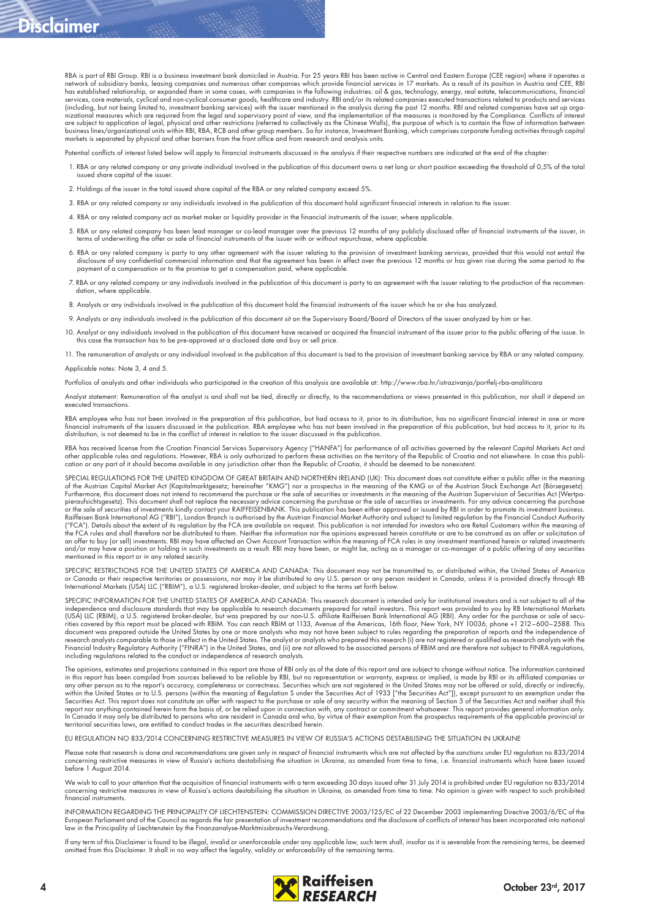# Disclaimer

RBA is part of RBI Group. RBI is a business investment bank domiciled in Austria. For 25 years RBI has been active in Central and Eastern Europe (CEE region) where it operates a network of subsidiary banks, leasing companies and numerous other companies which provide financial services in 17 markets. As a result of its position in Austria and CEE, RBI has established relationship, or expanded them in some cases, with companies in the following industries: oil & gas, technology, energy, real estate, telecommunications, financial services, core materials, cyclical and non-cyclical consumer goods, healthcare and industry. RBI and/or its related companies executed transactions related to products and services (including, but not being limited to, investment banking services) with the issuer mentioned in the analysis during the past 12 months. RBI and related companies have set up organizational measures which are required from the legal and supervisory point of view, and the implementation of the measures is monitored by the Compliance. Conflicts of interest are subject to application of legal, physical and other restrictions (referred to collectively as the Chinese Walls), the purpose of which is to contain the flow of information between business lines/organizational units within RBI, RBA, RCB and other group members. So for instance, Investment Banking, which comprises corporate funding activities through capital markets is separated by physical and other barriers from the front office and from research and analysis units.

Potential conflicts of interest listed below will apply to financial instruments discussed in the analysis if their respective numbers are indicated at the end of the chapter:

1. RBA or any related company or any private individual involved in the publication of this document owns a net long or short position exceeding the threshold of 0,5% of the total issued share capital of the issuer.
2. Holdings of the issuer in the total issued share capital of the RBA or any related company exceed 5%.
3. RBA or any related company or any individuals involved in the publication of this document hold significant financial interests in relation to the issuer.
4. RBA or any related company act as market maker or liquidity provider in the financial instruments of the issuer, where applicable.
5. RBA or any related company has been lead manager or co-lead manager over the previous 12 months of any publicly disclosed offer of financial instruments of the issuer, in terms of underwriting the offer or sale of financial instruments of the issuer with or without repurchase, where applicable.
6. RBA or any related company is party to any other agreement with the issuer relating to the provision of investment banking services, provided that this would not entail the disclosure of any confidential commercial information and that the agreement has been in effect over the previous 12 months or has given rise during the same period to the payment of a compensation or to the promise to get a compensation paid, where applicable.
7. RBA or any related company or any individuals involved in the publication of this document is party to an agreement with the issuer relating to the production of the recommendation, where applicable.
8. Analysts or any individuals involved in the publication of this document hold the financial instruments of the issuer which he or she has analyzed.
9. Analysts or any individuals involved in the publication of this document sit on the Supervisory Board/Board of Directors of the issuer analyzed by him or her.
10. Analyst or any individuals involved in the publication of this document have received or acquired the financial instrument of the issuer prior to the public offering of the issue. In this case the transaction has to be pre-approved at a disclosed date and buy or sell price.
11. The remuneration of analysts or any individual involved in the publication of this document is tied to the provision of investment banking service by RBA or any related company.

Applicable notes: Note 3, 4 and 5.

Portfolios of analysts and other individuals who participated in the creation of this analysis are available at: http://www.rba.hr/istrazivanja/portfelj-rba-analiticara

Analyst statement: Remuneration of the analyst is and shall not be tied, directly or directly, to the recommendations or views presented in this publication, nor shall it depend on executed transactions.

RBA employee who has not been involved in the preparation of this publication, but had access to it, prior to its distribution, has no significant financial interest in one or more financial instruments of the issuers discussed in the publication. RBA employee who has not been involved in the preparation of this publication, but had access to it, prior to its distribution, is not deemed to be in the conflict of interest in relation to the issuer discussed in the publication.

RBA has received license from the Croatian Financial Services Supervisory Agency ("HANFA") for performance of all activities governed by the relevant Capital Markets Act and other applicable rules and regulations. However, RBA is only authorized to perform these activities on the territory of the Republic of Croatia and not elsewhere. In case this publication or any part of it should become available in any jurisdiction other than the Republic of Croatia, it should be deemed to be nonexistent.

SPECIAL REGULATIONS FOR THE UNITED KINGDOM OF GREAT BRITAIN AND NORTHERN IRELAND (UK): This document does not constitute either a public offer in the meaning of the Austrian Capital Market Act (Kapitalmarktgesetz; hereinafter "KMG") nor a prospectus in the meaning of the KMG or of the Austrian Stock Exchange Act (Börsegesetz). Furthermore, this document does not intend to recommend the purchase or the sale of securities or investments in the meaning of the Austrian Supervision of Securities Act (Wertpapieraufsichtsgesetz). This document shall not replace the necessary advice concerning the purchase or the sale of securities or investments. For any advice concerning the purchase or the sale of securities of investments kindly contact your RAIFFEISENBANK. This publication has been either approved or issued by RBI in order to promote its investment business. Raiffeisen Bank International AG ("RBI"), London Branch is authorised by the Austrian Financial Market Authority and subject to limited regulation by the Financial Conduct Authority ("FCA"). Details about the extent of its regulation by the FCA are available on request. This publication is not intended for investors who are Retail Customers within the meaning of the FCA rules and shall therefore not be distributed to them. Neither the information nor the opinions expressed herein constitute or are to be construed as an offer or solicitation of an offer to buy (or sell) investments. RBI may have affected an Own Account Transaction within the meaning of FCA rules in any investment mentioned herein or related investments and/or may have a position or holding in such investments as a result. RBI may have been, or might be, acting as a manager or co-manager of a public offering of any securities mentioned in this report or in any related security.

SPECIFIC RESTRICTIONS FOR THE UNITED STATES OF AMERICA AND CANADA: This document may not be transmitted to, or distributed within, the United States of America or Canada or their respective territories or possessions, nor may it be distributed to any U.S. person or any person resident in Canada, unless it is provided directly through RB International Markets (USA) LLC ("RBIM"), a U.S. registered broker-dealer, and subject to the terms set forth below.

SPECIFIC INFORMATION FOR THE UNITED STATES OF AMERICA AND CANADA: This research document is intended only for institutional investors and is not subject to all of the independence and disclosure standards that may be applicable to research documents prepared for retail investors. This report was provided to you by RB International Markets (USA) LLC (RBIM), a U.S. registered broker-dealer, but was prepared by our non-U.S. affiliate Raiffeisen Bank International AG (RBI). Any order for the purchase or sale of securities covered by this report must be placed with RBIM. You can reach RBIM at 1133, Avenue of the Americas, 16th floor, New York, NY 10036, phone +1 212–600–2588. This document was prepared outside the United States by one or more analysts who may not have been subject to rules regarding the preparation of reports and the independence of research analysts comparable to those in effect in the United States. The analyst or analysts who prepared this research (i) are not registered or qualified as research analysts with the Financial Industry Regulatory Authority ("FINRA") in the United States, and (ii) are not allowed to be associated persons of RBIM and are therefore not subject to FINRA regulations, including regulations related to the conduct or independence of research analysts.

The opinions, estimates and projections contained in this report are those of RBI only as of the date of this report and are subject to change without notice. The information contained in this report has been compiled from sources believed to be reliable by RBI, but no representation or warranty, express or implied, is made by RBI or its affiliated companies or any other person as to the report's accuracy, completeness or correctness. Securities which are not registered in the United States may not be offered or sold, directly or indirectly, within the United States or to U.S. persons (within the meaning of Regulation S under the Securities Act of 1933 ["the Securities Act"]), except pursuant to an exemption under the Securities Act. This report does not constitute an offer with respect to the purchase or sale of any security within the meaning of Section 5 of the Securities Act and neither shall this report nor anything contained herein form the basis of, or be relied upon in connection with, any contract or commitment whatsoever. This report provides general information only. In Canada it may only be distributed to persons who are resident in Canada and who, by virtue of their exemption from the prospectus requirements of the applicable provincial or territorial securities laws, are entitled to conduct trades in the securities described herein.

EU REGULATION NO 833/2014 CONCERNING RESTRICTIVE MEASURES IN VIEW OF RUSSIA'S ACTIONS DESTABILISING THE SITUATION IN UKRAINE

Please note that research is done and recommendations are given only in respect of financial instruments which are not affected by the sanctions under EU regulation no 833/2014 concerning restrictive measures in view of Russia's actions destabilising the situation in Ukraine, as amended from time to time, i.e. financial instruments which have been issued before 1 August 2014.

We wish to call to your attention that the acquisition of financial instruments with a term exceeding 30 days issued after 31 July 2014 is prohibited under EU regulation no 833/2014 concerning restrictive measures in view of Russia's actions destabilising the situation in Ukraine, as amended from time to time. No opinion is given with respect to such prohibited financial instruments.

INFORMATION REGARDING THE PRINCIPALITY OF LIECHTENSTEIN: COMMISSION DIRECTIVE 2003/125/EC of 22 December 2003 implementing Directive 2003/6/EC of the European Parliament and of the Council as regards the fair presentation of investment recommendations and the disclosure of conflicts of interest has been incorporated into national law in the Principality of Liechtenstein by the Finanzanalyse-Marktmissbrauchs-Verordnung.

If any term of this Disclaimer is found to be illegal, invalid or unenforceable under any applicable law, such term shall, insofar as it is severable from the remaining terms, be deemed omitted from this Disclaimer. It shall in no way affect the legality, validity or enforceability of the remaining terms.